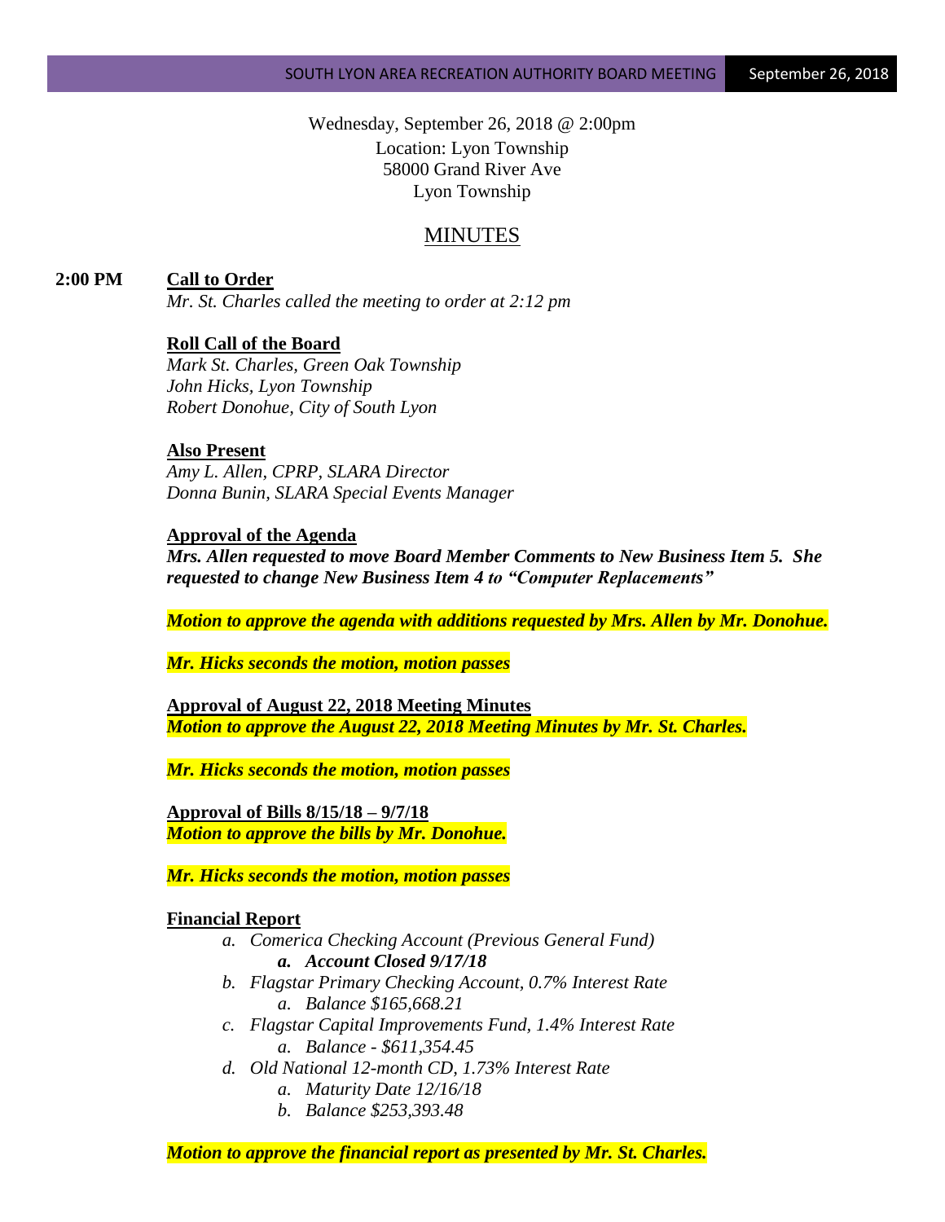Wednesday, September 26, 2018 @ 2:00pm
Location: Lyon Township
58000 Grand River Ave
Lyon Township

# MINUTES

**2:00 PM** **Call to Order**

*Mr. St. Charles called the meeting to order at 2:12 pm*

**Roll Call of the Board**

*Mark St. Charles, Green Oak Township*
*John Hicks, Lyon Township*
*Robert Donohue, City of South Lyon*

**Also Present**

*Amy L. Allen, CPRP, SLARA Director*
*Donna Bunin, SLARA Special Events Manager*

**Approval of the Agenda**

***Mrs. Allen requested to move Board Member Comments to New Business Item 5. She requested to change New Business Item 4 to "Computer Replacements"***

***Motion to approve the agenda with additions requested by Mrs. Allen by Mr. Donohue.***

***Mr. Hicks seconds the motion, motion passes***

**Approval of August 22, 2018 Meeting Minutes**

***Motion to approve the August 22, 2018 Meeting Minutes by Mr. St. Charles.***

***Mr. Hicks seconds the motion, motion passes***

**Approval of Bills 8/15/18 – 9/7/18**

***Motion to approve the bills by Mr. Donohue.***

***Mr. Hicks seconds the motion, motion passes***

**Financial Report**

a. *Comerica Checking Account (Previous General Fund)*
   a. ***Account Closed 9/17/18***
b. *Flagstar Primary Checking Account, 0.7% Interest Rate*
   a. *Balance $165,668.21*
c. *Flagstar Capital Improvements Fund, 1.4% Interest Rate*
   a. *Balance - $611,354.45*
d. *Old National 12-month CD, 1.73% Interest Rate*
   a. *Maturity Date 12/16/18*
   b. *Balance $253,393.48*

***Motion to approve the financial report as presented by Mr. St. Charles.***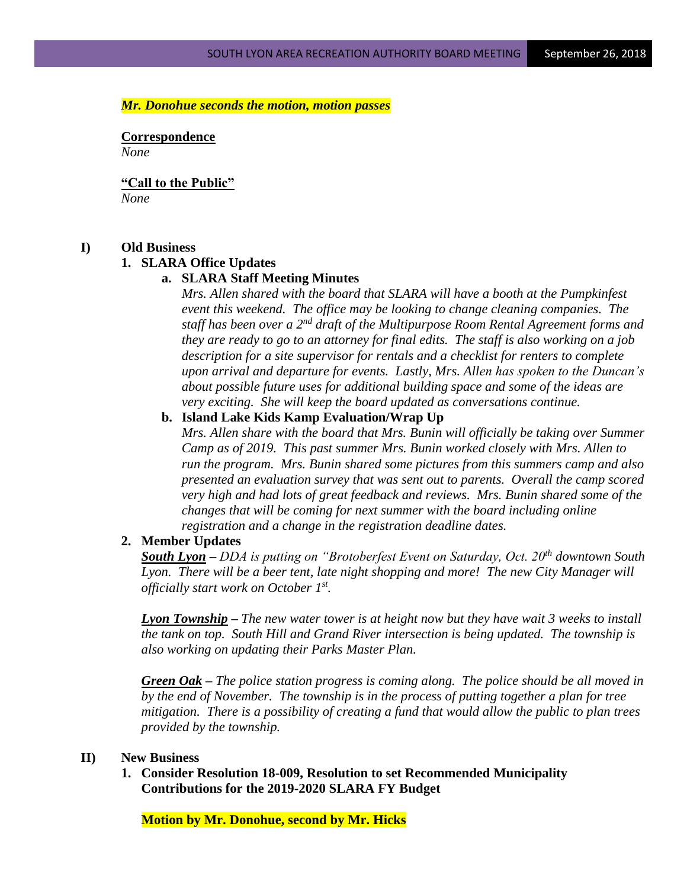***Mr. Donohue seconds the motion, motion passes***

**Correspondence**
*None*

**"Call to the Public"**
*None*

**I) Old Business**

**1. SLARA Office Updates**

**a. SLARA Staff Meeting Minutes**

*Mrs. Allen shared with the board that SLARA will have a booth at the Pumpkinfest event this weekend. The office may be looking to change cleaning companies. The staff has been over a 2nd draft of the Multipurpose Room Rental Agreement forms and they are ready to go to an attorney for final edits. The staff is also working on a job description for a site supervisor for rentals and a checklist for renters to complete upon arrival and departure for events. Lastly, Mrs. Allen has spoken to the Duncan's about possible future uses for additional building space and some of the ideas are very exciting. She will keep the board updated as conversations continue.*

**b. Island Lake Kids Kamp Evaluation/Wrap Up**

*Mrs. Allen share with the board that Mrs. Bunin will officially be taking over Summer Camp as of 2019. This past summer Mrs. Bunin worked closely with Mrs. Allen to run the program. Mrs. Bunin shared some pictures from this summers camp and also presented an evaluation survey that was sent out to parents. Overall the camp scored very high and had lots of great feedback and reviews. Mrs. Bunin shared some of the changes that will be coming for next summer with the board including online registration and a change in the registration deadline dates.*

**2. Member Updates**

***South Lyon** – DDA is putting on "Brotoberfest Event on Saturday, Oct. 20th downtown South Lyon. There will be a beer tent, late night shopping and more! The new City Manager will officially start work on October 1st.*

***Lyon Township** – The new water tower is at height now but they have wait 3 weeks to install the tank on top. South Hill and Grand River intersection is being updated. The township is also working on updating their Parks Master Plan.*

***Green Oak** – The police station progress is coming along. The police should be all moved in by the end of November. The township is in the process of putting together a plan for tree mitigation. There is a possibility of creating a fund that would allow the public to plan trees provided by the township.*

**II) New Business**

**1. Consider Resolution 18-009, Resolution to set Recommended Municipality Contributions for the 2019-2020 SLARA FY Budget**

**Motion by Mr. Donohue, second by Mr. Hicks**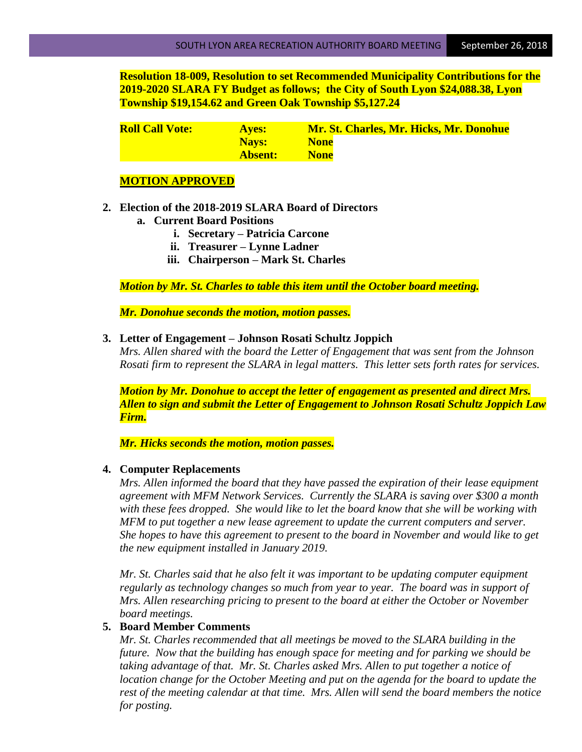**Resolution 18-009, Resolution to set Recommended Municipality Contributions for the 2019-2020 SLARA FY Budget as follows; the City of South Lyon $24,088.38, Lyon Township $19,154.62 and Green Oak Township $5,127.24**

| **Roll Call Vote:** | **Ayes:** | **Mr. St. Charles, Mr. Hicks, Mr. Donohue** |
|---|---|---|
| | **Nays:** | **None** |
| | **Absent:** | **None** |

**MOTION APPROVED**

2. **Election of the 2018-2019 SLARA Board of Directors**
   a. **Current Board Positions**
      i. **Secretary – Patricia Carcone**
      ii. **Treasurer – Lynne Ladner**
      iii. **Chairperson – Mark St. Charles**

   ***Motion by Mr. St. Charles to table this item until the October board meeting.***

   ***Mr. Donohue seconds the motion, motion passes.***

3. **Letter of Engagement – Johnson Rosati Schultz Joppich**
   *Mrs. Allen shared with the board the Letter of Engagement that was sent from the Johnson Rosati firm to represent the SLARA in legal matters. This letter sets forth rates for services.*

   ***Motion by Mr. Donohue to accept the letter of engagement as presented and direct Mrs. Allen to sign and submit the Letter of Engagement to Johnson Rosati Schultz Joppich Law Firm.***

   ***Mr. Hicks seconds the motion, motion passes.***

4. **Computer Replacements**
   *Mrs. Allen informed the board that they have passed the expiration of their lease equipment agreement with MFM Network Services. Currently the SLARA is saving over $300 a month with these fees dropped. She would like to let the board know that she will be working with MFM to put together a new lease agreement to update the current computers and server. She hopes to have this agreement to present to the board in November and would like to get the new equipment installed in January 2019.*

   *Mr. St. Charles said that he also felt it was important to be updating computer equipment regularly as technology changes so much from year to year. The board was in support of Mrs. Allen researching pricing to present to the board at either the October or November board meetings.*

5. **Board Member Comments**
   *Mr. St. Charles recommended that all meetings be moved to the SLARA building in the future. Now that the building has enough space for meeting and for parking we should be taking advantage of that. Mr. St. Charles asked Mrs. Allen to put together a notice of location change for the October Meeting and put on the agenda for the board to update the rest of the meeting calendar at that time. Mrs. Allen will send the board members the notice for posting.*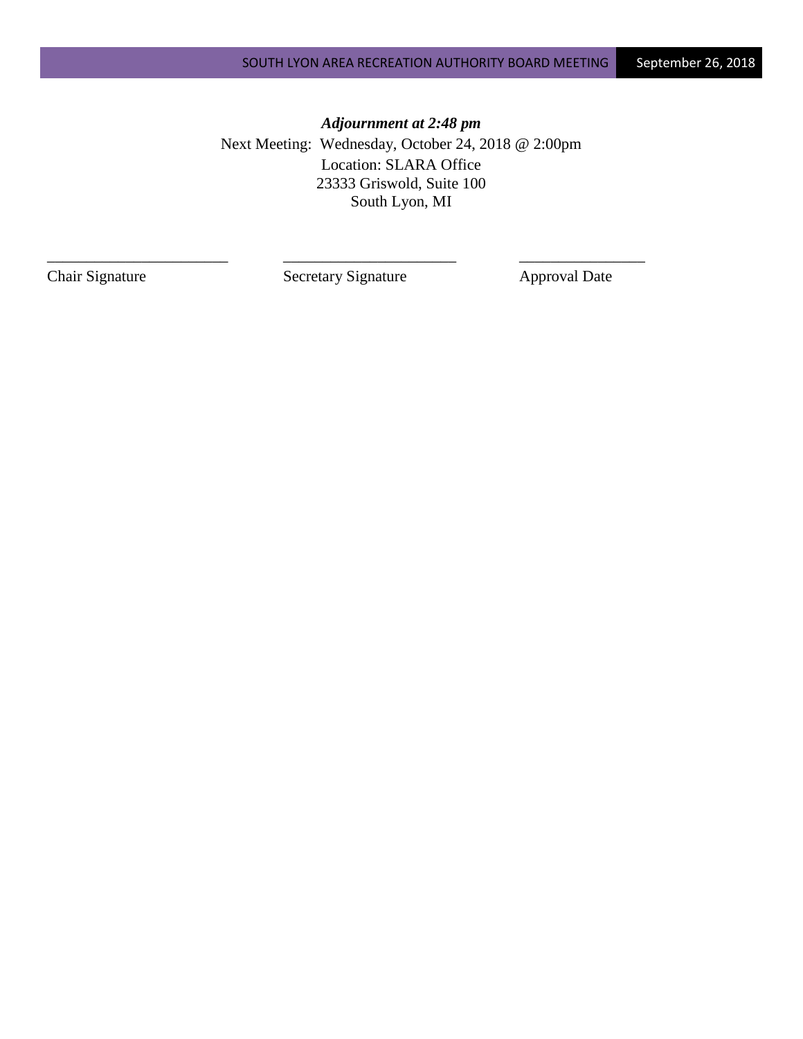***Adjournment at 2:48 pm***

Next Meeting: Wednesday, October 24, 2018 @ 2:00pm
Location: SLARA Office
23333 Griswold, Suite 100
South Lyon, MI

| | | |
|---|---|---|
| ________________________ | ________________________ | ________________ |
| Chair Signature | Secretary Signature | Approval Date |